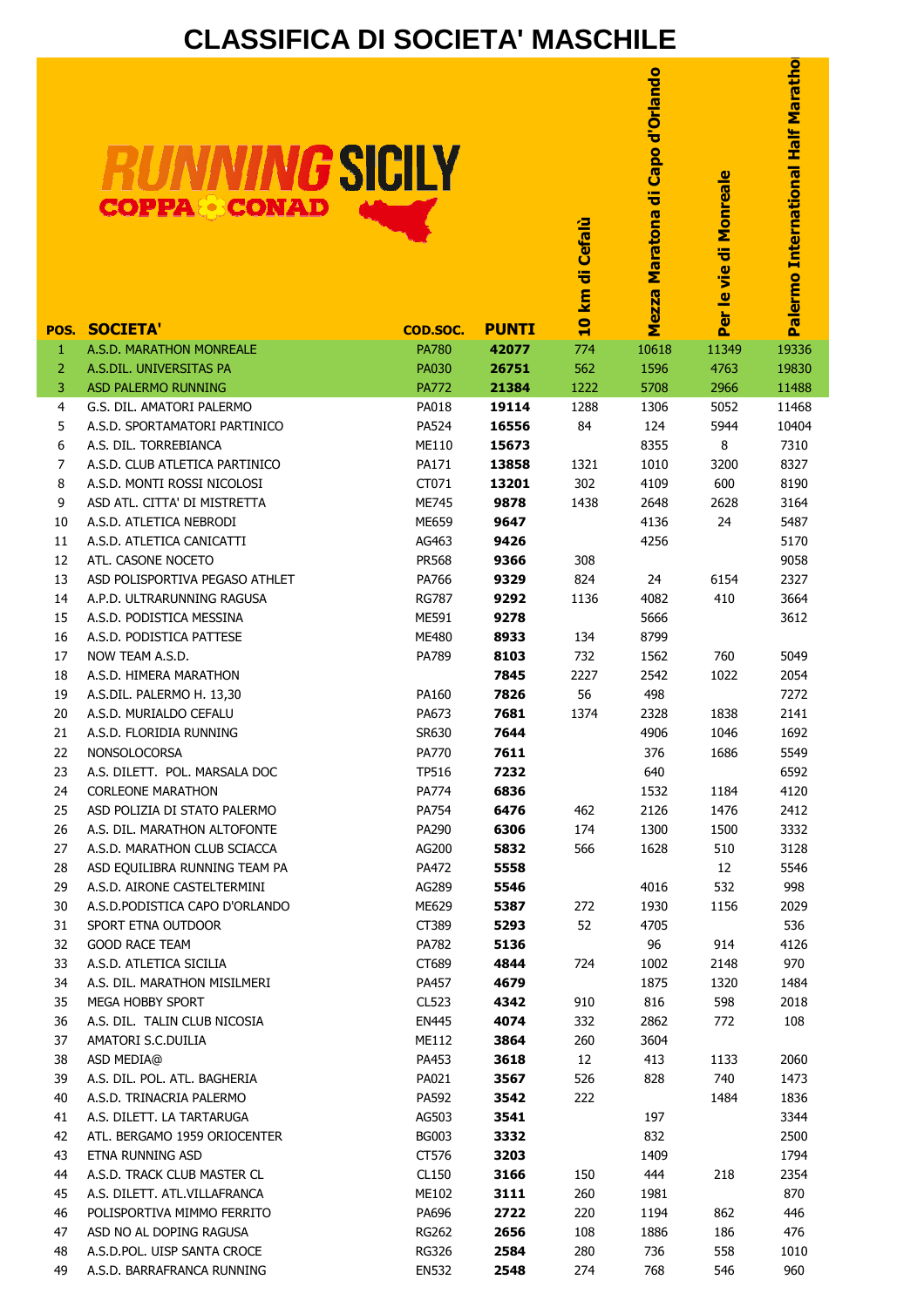# CLASSIFICA DI SOCIETA' MASCHILE

RUNNING SICILY
COPPA CONAD

| POS. | SOCIETA' | COD.SOC. | PUNTI | 10 km di Cefalù | Mezza Maratona di Capo d'Orlando | Per le vie di Monreale | Palermo International Half Marathon |
|---|---|---|---|---|---|---|---|
| 1 | A.S.D. MARATHON MONREALE | PA780 | **42077** | 774 | 10618 | 11349 | 19336 |
| 2 | A.S.DIL. UNIVERSITAS PA | PA030 | **26751** | 562 | 1596 | 4763 | 19830 |
| 3 | ASD PALERMO RUNNING | PA772 | **21384** | 1222 | 5708 | 2966 | 11488 |
| 4 | G.S. DIL. AMATORI PALERMO | PA018 | **19114** | 1288 | 1306 | 5052 | 11468 |
| 5 | A.S.D. SPORTAMATORI PARTINICO | PA524 | **16556** | 84 | 124 | 5944 | 10404 |
| 6 | A.S. DIL. TORREBIANCA | ME110 | **15673** | | 8355 | 8 | 7310 |
| 7 | A.S.D. CLUB ATLETICA PARTINICO | PA171 | **13858** | 1321 | 1010 | 3200 | 8327 |
| 8 | A.S.D. MONTI ROSSI NICOLOSI | CT071 | **13201** | 302 | 4109 | 600 | 8190 |
| 9 | ASD ATL. CITTA' DI MISTRETTA | ME745 | **9878** | 1438 | 2648 | 2628 | 3164 |
| 10 | A.S.D. ATLETICA NEBRODI | ME659 | **9647** | | 4136 | 24 | 5487 |
| 11 | A.S.D. ATLETICA CANICATTI | AG463 | **9426** | | 4256 | | 5170 |
| 12 | ATL. CASONE NOCETO | PR568 | **9366** | 308 | | | 9058 |
| 13 | ASD POLISPORTIVA PEGASO ATHLET | PA766 | **9329** | 824 | 24 | 6154 | 2327 |
| 14 | A.P.D. ULTRARUNNING RAGUSA | RG787 | **9292** | 1136 | 4082 | 410 | 3664 |
| 15 | A.S.D. PODISTICA MESSINA | ME591 | **9278** | | 5666 | | 3612 |
| 16 | A.S.D. PODISTICA PATTESE | ME480 | **8933** | 134 | 8799 | | |
| 17 | NOW TEAM A.S.D. | PA789 | **8103** | 732 | 1562 | 760 | 5049 |
| 18 | A.S.D. HIMERA MARATHON | | **7845** | 2227 | 2542 | 1022 | 2054 |
| 19 | A.S.DIL. PALERMO H. 13,30 | PA160 | **7826** | 56 | 498 | | 7272 |
| 20 | A.S.D. MURIALDO CEFALU | PA673 | **7681** | 1374 | 2328 | 1838 | 2141 |
| 21 | A.S.D. FLORIDIA RUNNING | SR630 | **7644** | | 4906 | 1046 | 1692 |
| 22 | NONSOLOCORSA | PA770 | **7611** | | 376 | 1686 | 5549 |
| 23 | A.S. DILETT. POL. MARSALA DOC | TP516 | **7232** | | 640 | | 6592 |
| 24 | CORLEONE MARATHON | PA774 | **6836** | | 1532 | 1184 | 4120 |
| 25 | ASD POLIZIA DI STATO PALERMO | PA754 | **6476** | 462 | 2126 | 1476 | 2412 |
| 26 | A.S. DIL. MARATHON ALTOFONTE | PA290 | **6306** | 174 | 1300 | 1500 | 3332 |
| 27 | A.S.D. MARATHON CLUB SCIACCA | AG200 | **5832** | 566 | 1628 | 510 | 3128 |
| 28 | ASD EQUILIBRA RUNNING TEAM PA | PA472 | **5558** | | | 12 | 5546 |
| 29 | A.S.D. AIRONE CASTELTERMINI | AG289 | **5546** | | 4016 | 532 | 998 |
| 30 | A.S.D.PODISTICA CAPO D'ORLANDO | ME629 | **5387** | 272 | 1930 | 1156 | 2029 |
| 31 | SPORT ETNA OUTDOOR | CT389 | **5293** | 52 | 4705 | | 536 |
| 32 | GOOD RACE TEAM | PA782 | **5136** | | 96 | 914 | 4126 |
| 33 | A.S.D. ATLETICA SICILIA | CT689 | **4844** | 724 | 1002 | 2148 | 970 |
| 34 | A.S. DIL. MARATHON MISILMERI | PA457 | **4679** | | 1875 | 1320 | 1484 |
| 35 | MEGA HOBBY SPORT | CL523 | **4342** | 910 | 816 | 598 | 2018 |
| 36 | A.S. DIL. TALIN CLUB NICOSIA | EN445 | **4074** | 332 | 2862 | 772 | 108 |
| 37 | AMATORI S.C.DUILIA | ME112 | **3864** | 260 | 3604 | | |
| 38 | ASD MEDIA@ | PA453 | **3618** | 12 | 413 | 1133 | 2060 |
| 39 | A.S. DIL. POL. ATL. BAGHERIA | PA021 | **3567** | 526 | 828 | 740 | 1473 |
| 40 | A.S.D. TRINACRIA PALERMO | PA592 | **3542** | 222 | | 1484 | 1836 |
| 41 | A.S. DILETT. LA TARTARUGA | AG503 | **3541** | | 197 | | 3344 |
| 42 | ATL. BERGAMO 1959 ORIOCENTER | BG003 | **3332** | | 832 | | 2500 |
| 43 | ETNA RUNNING ASD | CT576 | **3203** | | 1409 | | 1794 |
| 44 | A.S.D. TRACK CLUB MASTER CL | CL150 | **3166** | 150 | 444 | 218 | 2354 |
| 45 | A.S. DILETT. ATL.VILLAFRANCA | ME102 | **3111** | 260 | 1981 | | 870 |
| 46 | POLISPORTIVA MIMMO FERRITO | PA696 | **2722** | 220 | 1194 | 862 | 446 |
| 47 | ASD NO AL DOPING RAGUSA | RG262 | **2656** | 108 | 1886 | 186 | 476 |
| 48 | A.S.D.POL. UISP SANTA CROCE | RG326 | **2584** | 280 | 736 | 558 | 1010 |
| 49 | A.S.D. BARRAFRANCA RUNNING | EN532 | **2548** | 274 | 768 | 546 | 960 |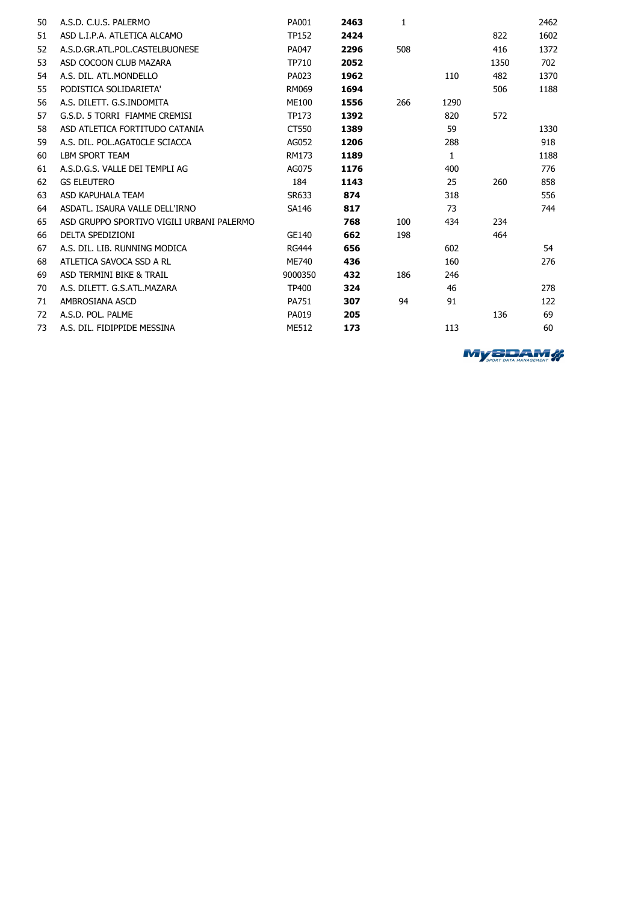| | | | | | | | |
|---|---|---|---|---|---|---|---|
| 50 | A.S.D. C.U.S. PALERMO | PA001 | **2463** | 1 | | | 2462 |
| 51 | ASD L.I.P.A. ATLETICA ALCAMO | TP152 | **2424** | | | 822 | 1602 |
| 52 | A.S.D.GR.ATL.POL.CASTELBUONESE | PA047 | **2296** | 508 | | 416 | 1372 |
| 53 | ASD COCOON CLUB MAZARA | TP710 | **2052** | | | 1350 | 702 |
| 54 | A.S. DIL. ATL.MONDELLO | PA023 | **1962** | | 110 | 482 | 1370 |
| 55 | PODISTICA SOLIDARIETA' | RM069 | **1694** | | | 506 | 1188 |
| 56 | A.S. DILETT. G.S.INDOMITA | ME100 | **1556** | 266 | 1290 | | |
| 57 | G.S.D. 5 TORRI FIAMME CREMISI | TP173 | **1392** | | 820 | 572 | |
| 58 | ASD ATLETICA FORTITUDO CATANIA | CT550 | **1389** | | 59 | | 1330 |
| 59 | A.S. DIL. POL.AGAT0CLE SCIACCA | AG052 | **1206** | | 288 | | 918 |
| 60 | LBM SPORT TEAM | RM173 | **1189** | | 1 | | 1188 |
| 61 | A.S.D.G.S. VALLE DEI TEMPLI AG | AG075 | **1176** | | 400 | | 776 |
| 62 | GS ELEUTERO | 184 | **1143** | | 25 | 260 | 858 |
| 63 | ASD KAPUHALA TEAM | SR633 | **874** | | 318 | | 556 |
| 64 | ASDATL. ISAURA VALLE DELL'IRNO | SA146 | **817** | | 73 | | 744 |
| 65 | ASD GRUPPO SPORTIVO VIGILI URBANI PALERMO | | **768** | 100 | 434 | 234 | |
| 66 | DELTA SPEDIZIONI | GE140 | **662** | 198 | | 464 | |
| 67 | A.S. DIL. LIB. RUNNING MODICA | RG444 | **656** | | 602 | | 54 |
| 68 | ATLETICA SAVOCA SSD A RL | ME740 | **436** | | 160 | | 276 |
| 69 | ASD TERMINI BIKE & TRAIL | 9000350 | **432** | 186 | 246 | | |
| 70 | A.S. DILETT. G.S.ATL.MAZARA | TP400 | **324** | | 46 | | 278 |
| 71 | AMBROSIANA ASCD | PA751 | **307** | 94 | 91 | | 122 |
| 72 | A.S.D. POL. PALME | PA019 | **205** | | | 136 | 69 |
| 73 | A.S. DIL. FIDIPPIDE MESSINA | ME512 | **173** | | 113 | | 60 |